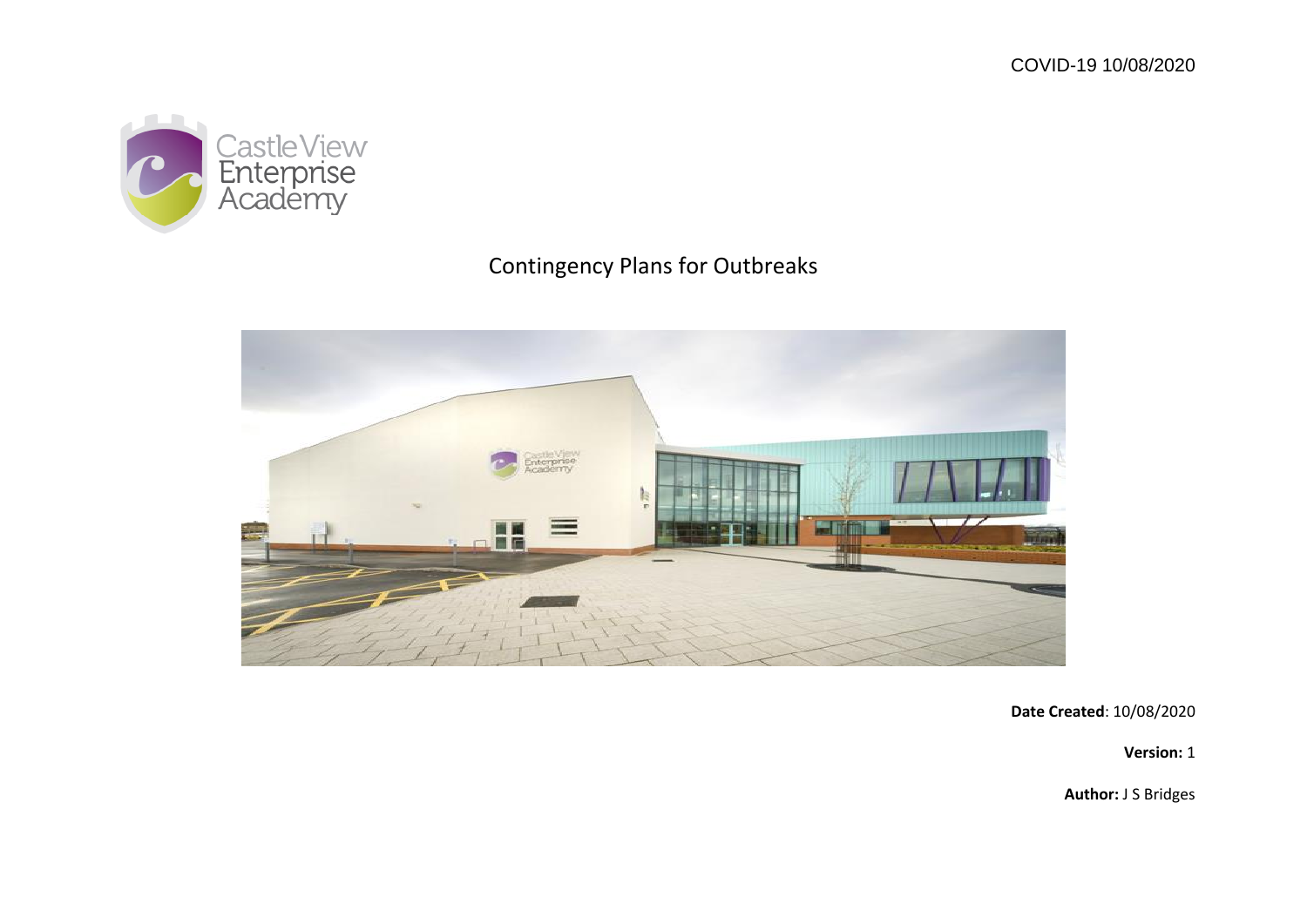COVID-19 10/08/2020

Castle View Enterprise Academy

# Contingency Plans for Outbreaks

**Date Created**: 10/08/2020

**Version:** 1

**Author:** J S Bridges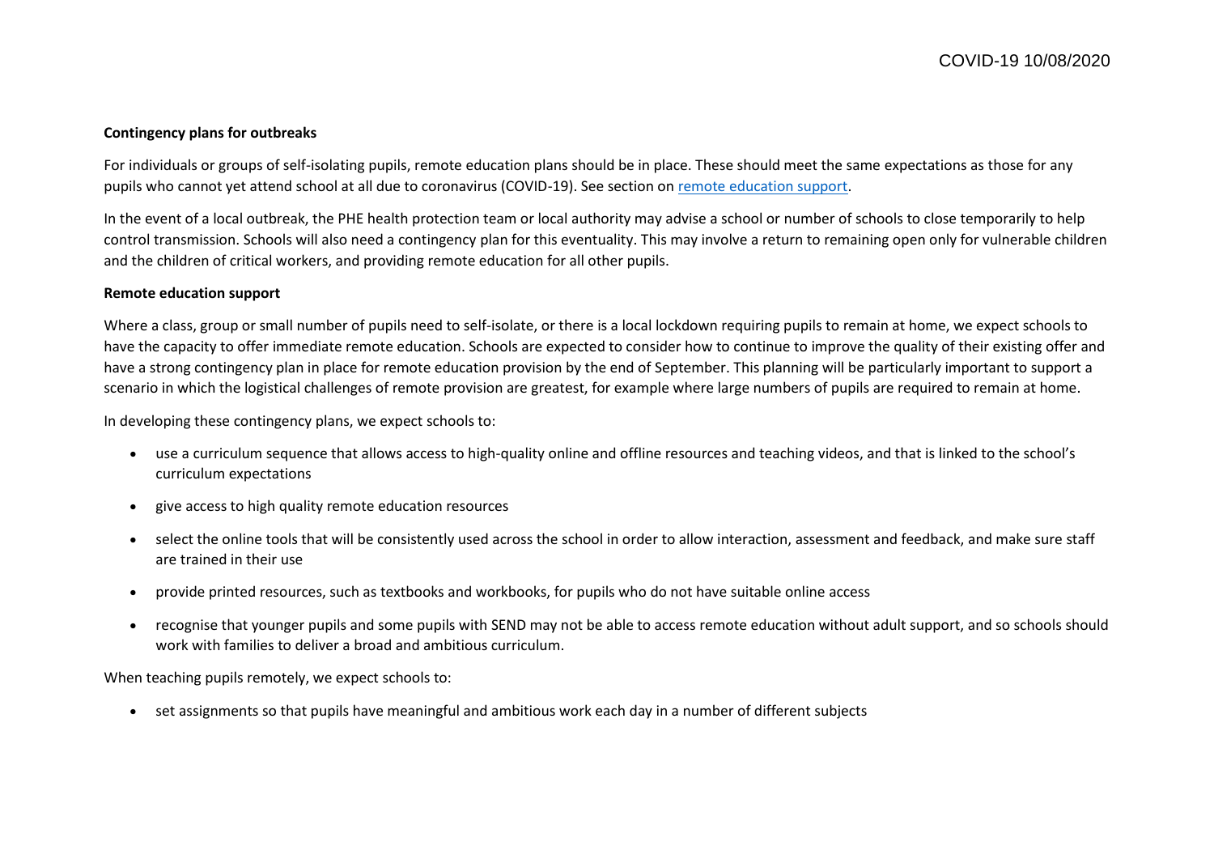**Contingency plans for outbreaks**

For individuals or groups of self-isolating pupils, remote education plans should be in place. These should meet the same expectations as those for any pupils who cannot yet attend school at all due to coronavirus (COVID-19). See section on remote education support.

In the event of a local outbreak, the PHE health protection team or local authority may advise a school or number of schools to close temporarily to help control transmission. Schools will also need a contingency plan for this eventuality. This may involve a return to remaining open only for vulnerable children and the children of critical workers, and providing remote education for all other pupils.

**Remote education support**

Where a class, group or small number of pupils need to self-isolate, or there is a local lockdown requiring pupils to remain at home, we expect schools to have the capacity to offer immediate remote education. Schools are expected to consider how to continue to improve the quality of their existing offer and have a strong contingency plan in place for remote education provision by the end of September. This planning will be particularly important to support a scenario in which the logistical challenges of remote provision are greatest, for example where large numbers of pupils are required to remain at home.

In developing these contingency plans, we expect schools to:

- use a curriculum sequence that allows access to high-quality online and offline resources and teaching videos, and that is linked to the school's curriculum expectations
- give access to high quality remote education resources
- select the online tools that will be consistently used across the school in order to allow interaction, assessment and feedback, and make sure staff are trained in their use
- provide printed resources, such as textbooks and workbooks, for pupils who do not have suitable online access
- recognise that younger pupils and some pupils with SEND may not be able to access remote education without adult support, and so schools should work with families to deliver a broad and ambitious curriculum.

When teaching pupils remotely, we expect schools to:

- set assignments so that pupils have meaningful and ambitious work each day in a number of different subjects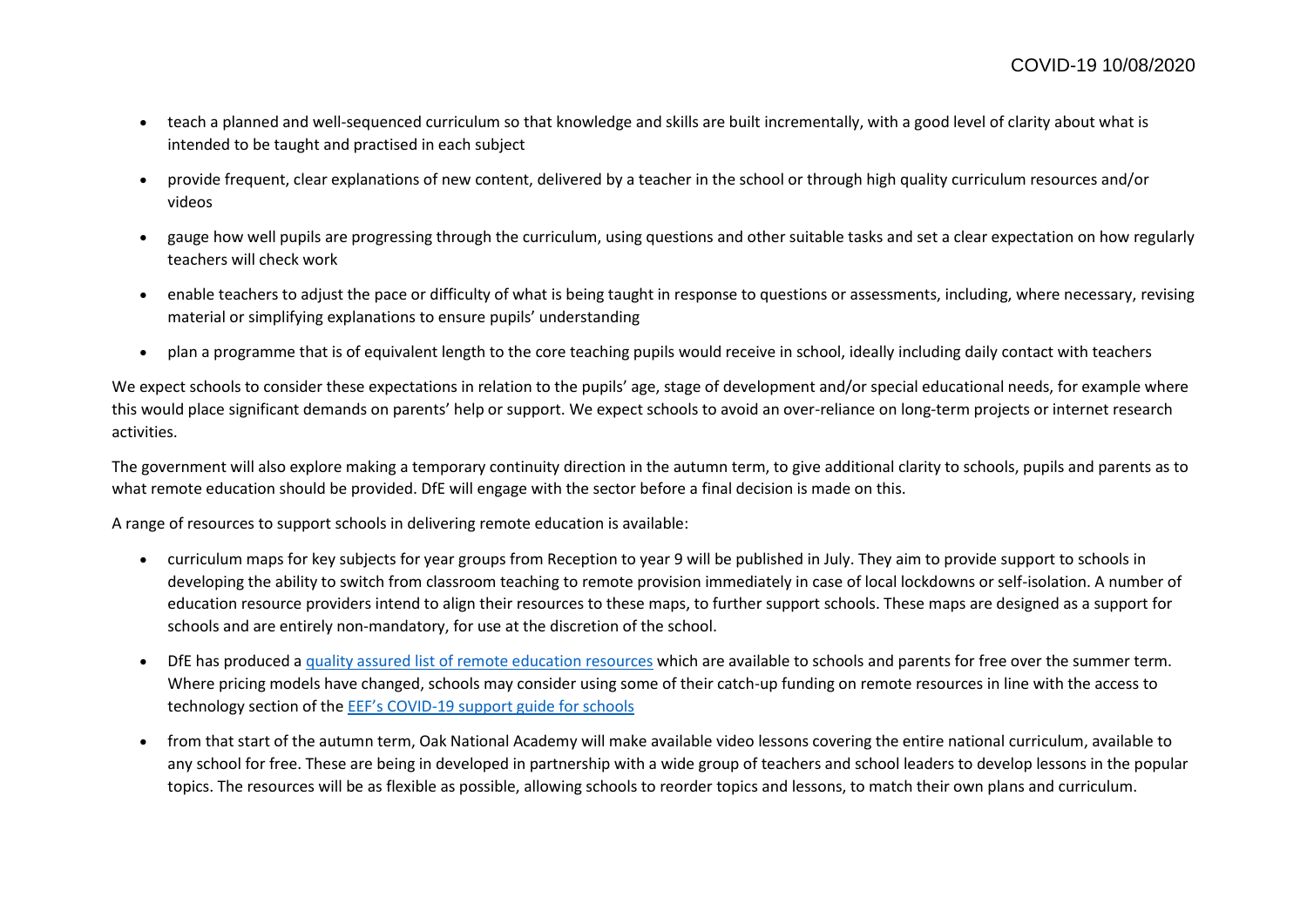- teach a planned and well-sequenced curriculum so that knowledge and skills are built incrementally, with a good level of clarity about what is intended to be taught and practised in each subject
- provide frequent, clear explanations of new content, delivered by a teacher in the school or through high quality curriculum resources and/or videos
- gauge how well pupils are progressing through the curriculum, using questions and other suitable tasks and set a clear expectation on how regularly teachers will check work
- enable teachers to adjust the pace or difficulty of what is being taught in response to questions or assessments, including, where necessary, revising material or simplifying explanations to ensure pupils' understanding
- plan a programme that is of equivalent length to the core teaching pupils would receive in school, ideally including daily contact with teachers

We expect schools to consider these expectations in relation to the pupils' age, stage of development and/or special educational needs, for example where this would place significant demands on parents' help or support. We expect schools to avoid an over-reliance on long-term projects or internet research activities.

The government will also explore making a temporary continuity direction in the autumn term, to give additional clarity to schools, pupils and parents as to what remote education should be provided. DfE will engage with the sector before a final decision is made on this.

A range of resources to support schools in delivering remote education is available:

- curriculum maps for key subjects for year groups from Reception to year 9 will be published in July. They aim to provide support to schools in developing the ability to switch from classroom teaching to remote provision immediately in case of local lockdowns or self-isolation. A number of education resource providers intend to align their resources to these maps, to further support schools. These maps are designed as a support for schools and are entirely non-mandatory, for use at the discretion of the school.
- DfE has produced a quality assured list of remote education resources which are available to schools and parents for free over the summer term. Where pricing models have changed, schools may consider using some of their catch-up funding on remote resources in line with the access to technology section of the EEF's COVID-19 support guide for schools
- from that start of the autumn term, Oak National Academy will make available video lessons covering the entire national curriculum, available to any school for free. These are being in developed in partnership with a wide group of teachers and school leaders to develop lessons in the popular topics. The resources will be as flexible as possible, allowing schools to reorder topics and lessons, to match their own plans and curriculum.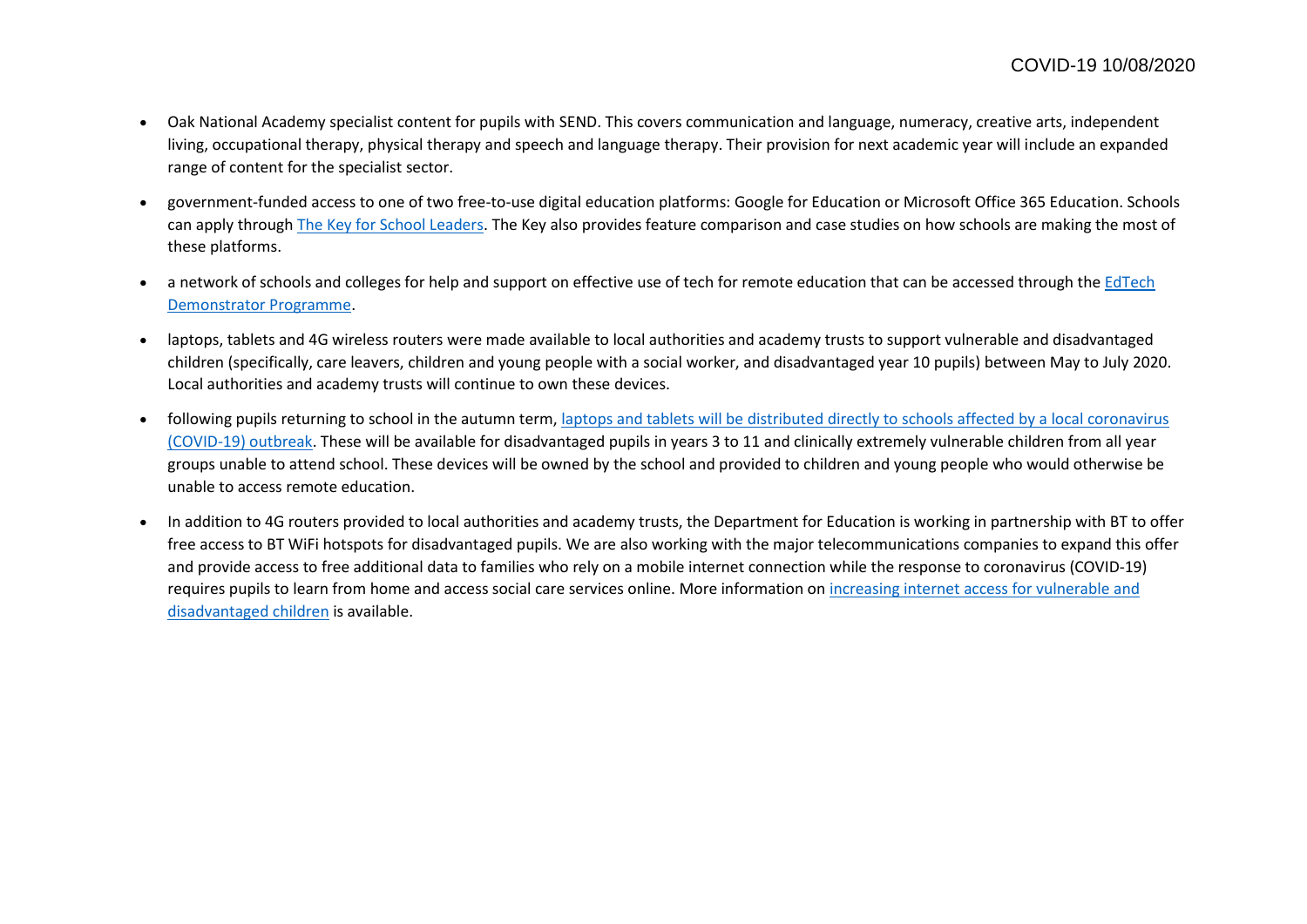- Oak National Academy specialist content for pupils with SEND. This covers communication and language, numeracy, creative arts, independent living, occupational therapy, physical therapy and speech and language therapy. Their provision for next academic year will include an expanded range of content for the specialist sector.
- government-funded access to one of two free-to-use digital education platforms: Google for Education or Microsoft Office 365 Education. Schools can apply through The Key for School Leaders. The Key also provides feature comparison and case studies on how schools are making the most of these platforms.
- a network of schools and colleges for help and support on effective use of tech for remote education that can be accessed through the EdTech Demonstrator Programme.
- laptops, tablets and 4G wireless routers were made available to local authorities and academy trusts to support vulnerable and disadvantaged children (specifically, care leavers, children and young people with a social worker, and disadvantaged year 10 pupils) between May to July 2020. Local authorities and academy trusts will continue to own these devices.
- following pupils returning to school in the autumn term, laptops and tablets will be distributed directly to schools affected by a local coronavirus (COVID-19) outbreak. These will be available for disadvantaged pupils in years 3 to 11 and clinically extremely vulnerable children from all year groups unable to attend school. These devices will be owned by the school and provided to children and young people who would otherwise be unable to access remote education.
- In addition to 4G routers provided to local authorities and academy trusts, the Department for Education is working in partnership with BT to offer free access to BT WiFi hotspots for disadvantaged pupils. We are also working with the major telecommunications companies to expand this offer and provide access to free additional data to families who rely on a mobile internet connection while the response to coronavirus (COVID-19) requires pupils to learn from home and access social care services online. More information on increasing internet access for vulnerable and disadvantaged children is available.